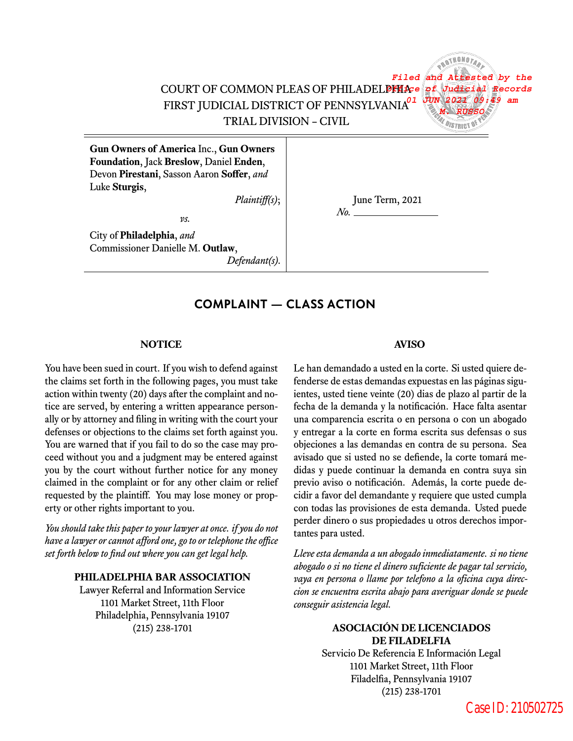Filed and Attested by the Office of Judicial Records 01 JUN 2021 09:49 am M. RUSSO

COURT OF COMMON PLEAS OF PHILADELPHIA
FIRST JUDICIAL DISTRICT OF PENNSYLVANIA
TRIAL DIVISION – CIVIL

| | |
|---|---|
| **Gun Owners of America** Inc., **Gun Owners Foundation**, Jack **Breslow**, Daniel **Enden**, Devon **Pirestani**, Sasson Aaron **Soffer**, *and* Luke **Sturgis**, *Plaintiff(s)*; *vs.* City of **Philadelphia**, *and* Commissioner Danielle M. **Outlaw**, *Defendant(s)*. | June Term, 2021 *No.* \_\_\_\_\_\_\_\_\_\_\_\_\_\_\_\_ |

## COMPLAINT — CLASS ACTION

### NOTICE

You have been sued in court. If you wish to defend against the claims set forth in the following pages, you must take action within twenty (20) days after the complaint and notice are served, by entering a written appearance personally or by attorney and filing in writing with the court your defenses or objections to the claims set forth against you. You are warned that if you fail to do so the case may proceed without you and a judgment may be entered against you by the court without further notice for any money claimed in the complaint or for any other claim or relief requested by the plaintiff. You may lose money or property or other rights important to you.

*You should take this paper to your lawyer at once. if you do not have a lawyer or cannot afford one, go to or telephone the office set forth below to find out where you can get legal help.*

**PHILADELPHIA BAR ASSOCIATION**
Lawyer Referral and Information Service
1101 Market Street, 11th Floor
Philadelphia, Pennsylvania 19107
(215) 238-1701

### AVISO

Le han demandado a usted en la corte. Si usted quiere defenderse de estas demandas expuestas en las páginas siguientes, usted tiene veinte (20) dias de plazo al partir de la fecha de la demanda y la notificación. Hace falta asentar una comparencia escrita o en persona o con un abogado y entregar a la corte en forma escrita sus defensas o sus objeciones a las demandas en contra de su persona. Sea avisado que si usted no se defiende, la corte tomará medidas y puede continuar la demanda en contra suya sin previo aviso o notificación. Además, la corte puede decidir a favor del demandante y requiere que usted cumpla con todas las provisiones de esta demanda. Usted puede perder dinero o sus propiedades u otros derechos importantes para usted.

*Lleve esta demanda a un abogado inmediatamente. si no tiene abogado o si no tiene el dinero suficiente de pagar tal servicio, vaya en persona o llame por telefono a la oficina cuya direccion se encuentra escrita abajo para averiguar donde se puede conseguir asistencia legal.*

**ASOCIACIÓN DE LICENCIADOS DE FILADELFIA**
Servicio De Referencia E Información Legal
1101 Market Street, 11th Floor
Filadelfia, Pennsylvania 19107
(215) 238-1701

Case ID: 210502725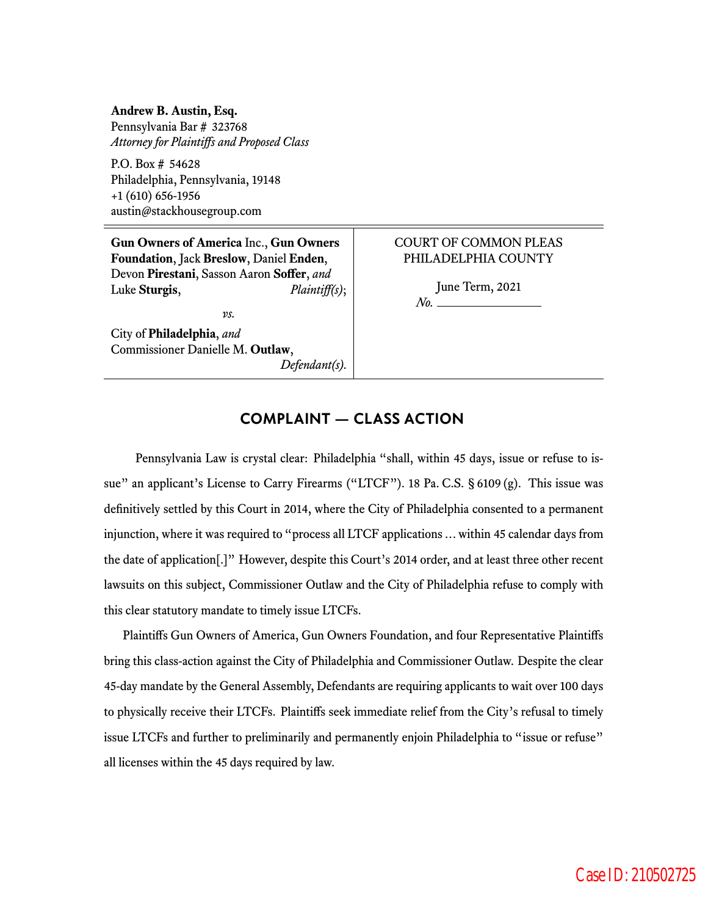**Andrew B. Austin, Esq.**
Pennsylvania Bar # 323768
*Attorney for Plaintiffs and Proposed Class*

P.O. Box # 54628
Philadelphia, Pennsylvania, 19148
+1 (610) 656-1956
austin@stackhousegroup.com

| | |
|---|---|
| **Gun Owners of America** Inc., **Gun Owners Foundation**, Jack **Breslow**, Daniel **Enden**, Devon **Pirestani**, Sasson Aaron **Soffer**, *and* Luke **Sturgis**, *Plaintiff(s)*; | COURT OF COMMON PLEAS PHILADELPHIA COUNTY |
| *vs.* | June Term, 2021 |
| City of **Philadelphia**, *and* Commissioner Danielle M. **Outlaw**, *Defendant(s)*. | *No.* ________________ |

## COMPLAINT — CLASS ACTION

Pennsylvania Law is crystal clear: Philadelphia "shall, within 45 days, issue or refuse to issue" an applicant's License to Carry Firearms ("LTCF"). 18 Pa. C.S. § 6109 (g). This issue was definitively settled by this Court in 2014, where the City of Philadelphia consented to a permanent injunction, where it was required to "process all LTCF applications … within 45 calendar days from the date of application[.]" However, despite this Court's 2014 order, and at least three other recent lawsuits on this subject, Commissioner Outlaw and the City of Philadelphia refuse to comply with this clear statutory mandate to timely issue LTCFs.

Plaintiffs Gun Owners of America, Gun Owners Foundation, and four Representative Plaintiffs bring this class-action against the City of Philadelphia and Commissioner Outlaw. Despite the clear 45-day mandate by the General Assembly, Defendants are requiring applicants to wait over 100 days to physically receive their LTCFs. Plaintiffs seek immediate relief from the City's refusal to timely issue LTCFs and further to preliminarily and permanently enjoin Philadelphia to "issue or refuse" all licenses within the 45 days required by law.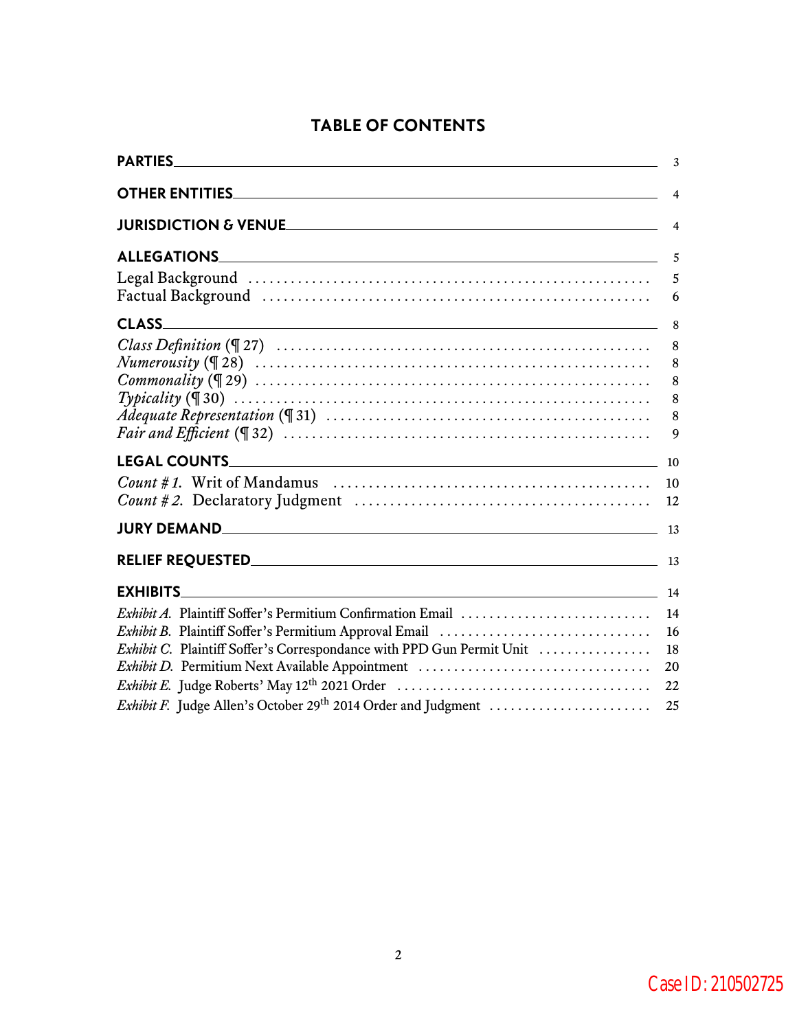# TABLE OF CONTENTS

| | |
|---|---|
| **PARTIES** | 3 |
| **OTHER ENTITIES** | 4 |
| **JURISDICTION & VENUE** | 4 |
| **ALLEGATIONS** | 5 |
| Legal Background | 5 |
| Factual Background | 6 |
| **CLASS** | 8 |
| *Class Definition* (¶ 27) | 8 |
| *Numerousity* (¶ 28) | 8 |
| *Commonality* (¶ 29) | 8 |
| *Typicality* (¶ 30) | 8 |
| *Adequate Representation* (¶ 31) | 8 |
| *Fair and Efficient* (¶ 32) | 9 |
| **LEGAL COUNTS** | 10 |
| *Count # 1.* Writ of Mandamus | 10 |
| *Count # 2.* Declaratory Judgment | 12 |
| **JURY DEMAND** | 13 |
| **RELIEF REQUESTED** | 13 |
| **EXHIBITS** | 14 |
| *Exhibit A.* Plaintiff Soffer's Permitium Confirmation Email | 14 |
| *Exhibit B.* Plaintiff Soffer's Permitium Approval Email | 16 |
| *Exhibit C.* Plaintiff Soffer's Correspondance with PPD Gun Permit Unit | 18 |
| *Exhibit D.* Permitium Next Available Appointment | 20 |
| *Exhibit E.* Judge Roberts' May 12th 2021 Order | 22 |
| *Exhibit F.* Judge Allen's October 29th 2014 Order and Judgment | 25 |

Case ID: 210502725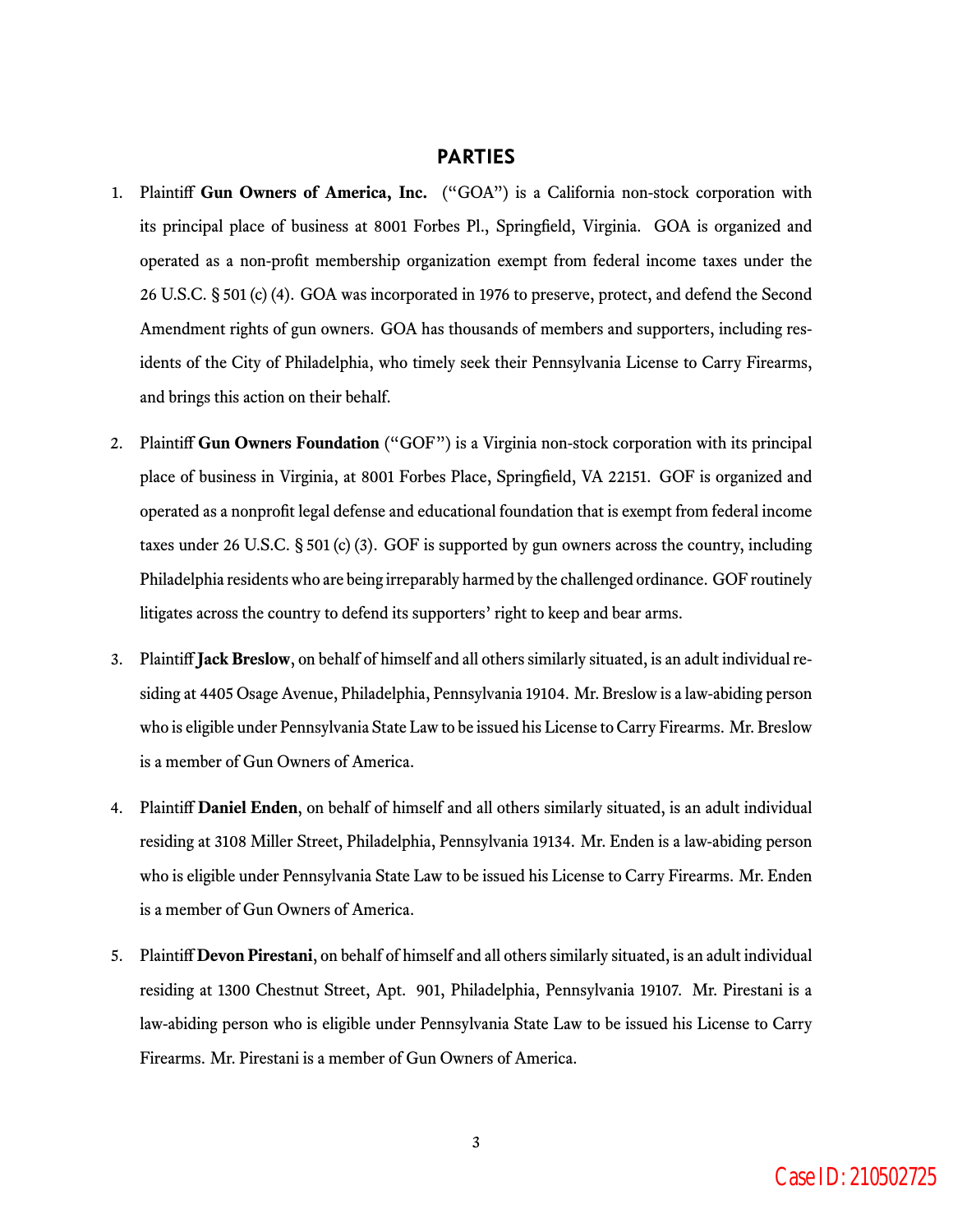## PARTIES

1. Plaintiff **Gun Owners of America, Inc.** ("GOA") is a California non-stock corporation with its principal place of business at 8001 Forbes Pl., Springfield, Virginia. GOA is organized and operated as a non-profit membership organization exempt from federal income taxes under the 26 U.S.C. § 501 (c) (4). GOA was incorporated in 1976 to preserve, protect, and defend the Second Amendment rights of gun owners. GOA has thousands of members and supporters, including residents of the City of Philadelphia, who timely seek their Pennsylvania License to Carry Firearms, and brings this action on their behalf.

2. Plaintiff **Gun Owners Foundation** ("GOF") is a Virginia non-stock corporation with its principal place of business in Virginia, at 8001 Forbes Place, Springfield, VA 22151. GOF is organized and operated as a nonprofit legal defense and educational foundation that is exempt from federal income taxes under 26 U.S.C. § 501 (c) (3). GOF is supported by gun owners across the country, including Philadelphia residents who are being irreparably harmed by the challenged ordinance. GOF routinely litigates across the country to defend its supporters' right to keep and bear arms.

3. Plaintiff **Jack Breslow**, on behalf of himself and all others similarly situated, is an adult individual residing at 4405 Osage Avenue, Philadelphia, Pennsylvania 19104. Mr. Breslow is a law-abiding person who is eligible under Pennsylvania State Law to be issued his License to Carry Firearms. Mr. Breslow is a member of Gun Owners of America.

4. Plaintiff **Daniel Enden**, on behalf of himself and all others similarly situated, is an adult individual residing at 3108 Miller Street, Philadelphia, Pennsylvania 19134. Mr. Enden is a law-abiding person who is eligible under Pennsylvania State Law to be issued his License to Carry Firearms. Mr. Enden is a member of Gun Owners of America.

5. Plaintiff **Devon Pirestani**, on behalf of himself and all others similarly situated, is an adult individual residing at 1300 Chestnut Street, Apt. 901, Philadelphia, Pennsylvania 19107. Mr. Pirestani is a law-abiding person who is eligible under Pennsylvania State Law to be issued his License to Carry Firearms. Mr. Pirestani is a member of Gun Owners of America.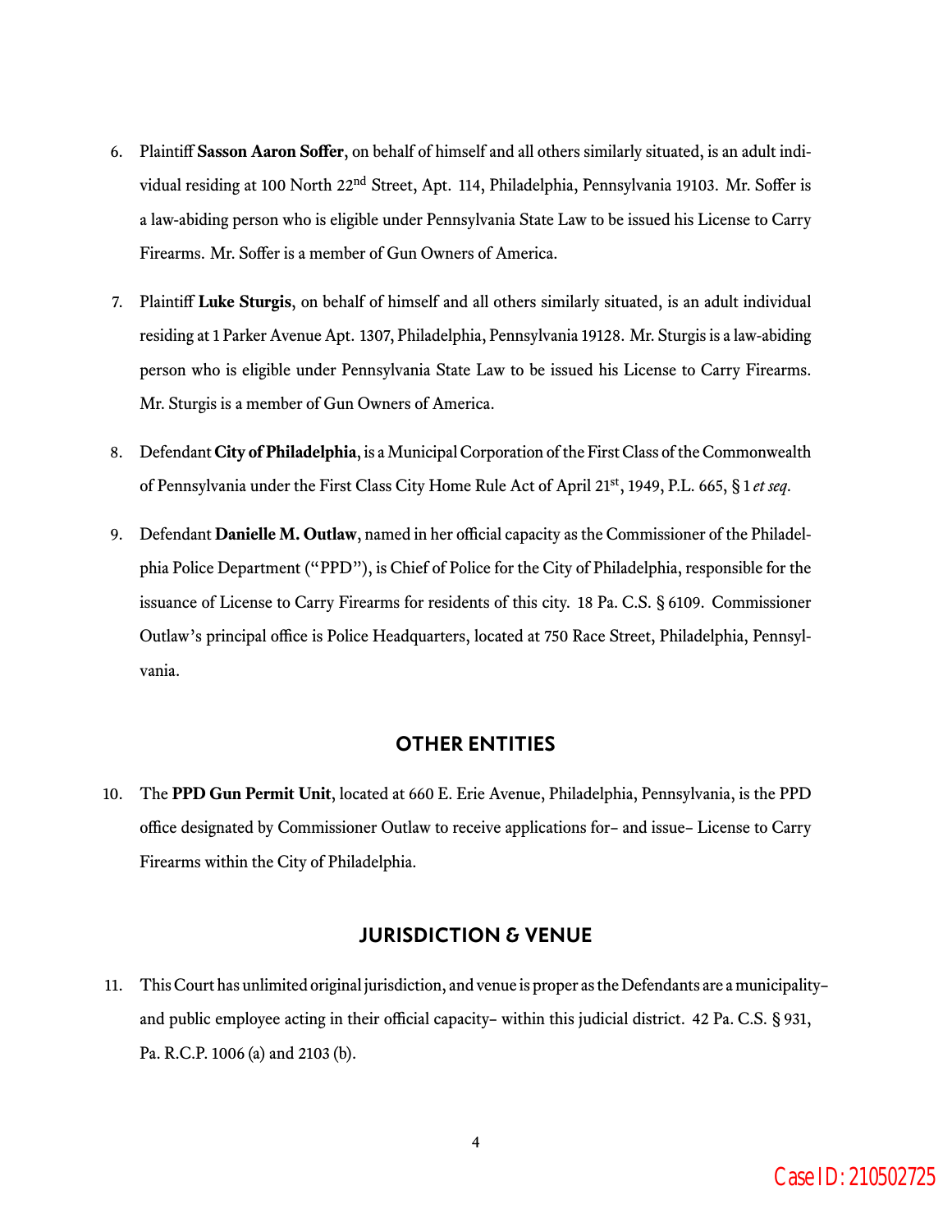6. Plaintiff **Sasson Aaron Soffer**, on behalf of himself and all others similarly situated, is an adult individual residing at 100 North 22nd Street, Apt. 114, Philadelphia, Pennsylvania 19103. Mr. Soffer is a law-abiding person who is eligible under Pennsylvania State Law to be issued his License to Carry Firearms. Mr. Soffer is a member of Gun Owners of America.

7. Plaintiff **Luke Sturgis**, on behalf of himself and all others similarly situated, is an adult individual residing at 1 Parker Avenue Apt. 1307, Philadelphia, Pennsylvania 19128. Mr. Sturgis is a law-abiding person who is eligible under Pennsylvania State Law to be issued his License to Carry Firearms. Mr. Sturgis is a member of Gun Owners of America.

8. Defendant **City of Philadelphia**, is a Municipal Corporation of the First Class of the Commonwealth of Pennsylvania under the First Class City Home Rule Act of April 21st, 1949, P.L. 665, § 1 *et seq*.

9. Defendant **Danielle M. Outlaw**, named in her official capacity as the Commissioner of the Philadelphia Police Department ("PPD"), is Chief of Police for the City of Philadelphia, responsible for the issuance of License to Carry Firearms for residents of this city. 18 Pa. C.S. § 6109. Commissioner Outlaw's principal office is Police Headquarters, located at 750 Race Street, Philadelphia, Pennsylvania.

## OTHER ENTITIES

10. The **PPD Gun Permit Unit**, located at 660 E. Erie Avenue, Philadelphia, Pennsylvania, is the PPD office designated by Commissioner Outlaw to receive applications for– and issue– License to Carry Firearms within the City of Philadelphia.

## JURISDICTION & VENUE

11. This Court has unlimited original jurisdiction, and venue is proper as the Defendants are a municipality– and public employee acting in their official capacity– within this judicial district. 42 Pa. C.S. § 931, Pa. R.C.P. 1006 (a) and 2103 (b).

Case ID: 210502725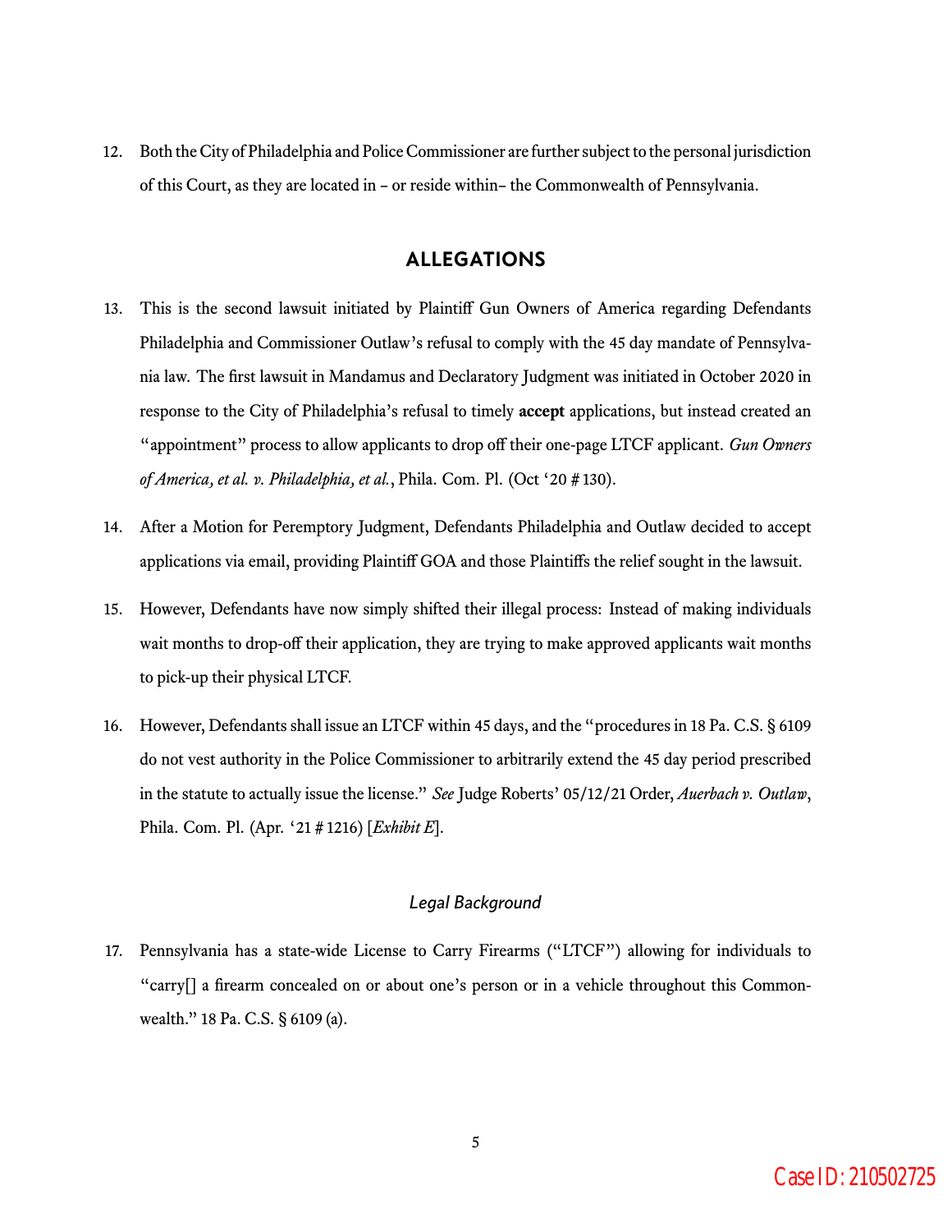12. Both the City of Philadelphia and Police Commissioner are further subject to the personal jurisdiction of this Court, as they are located in – or reside within– the Commonwealth of Pennsylvania.

## ALLEGATIONS

13. This is the second lawsuit initiated by Plaintiff Gun Owners of America regarding Defendants Philadelphia and Commissioner Outlaw's refusal to comply with the 45 day mandate of Pennsylvania law. The first lawsuit in Mandamus and Declaratory Judgment was initiated in October 2020 in response to the City of Philadelphia's refusal to timely **accept** applications, but instead created an "appointment" process to allow applicants to drop off their one-page LTCF applicant. *Gun Owners of America, et al. v. Philadelphia, et al.*, Phila. Com. Pl. (Oct '20 # 130).

14. After a Motion for Peremptory Judgment, Defendants Philadelphia and Outlaw decided to accept applications via email, providing Plaintiff GOA and those Plaintiffs the relief sought in the lawsuit.

15. However, Defendants have now simply shifted their illegal process: Instead of making individuals wait months to drop-off their application, they are trying to make approved applicants wait months to pick-up their physical LTCF.

16. However, Defendants shall issue an LTCF within 45 days, and the "procedures in 18 Pa. C.S. § 6109 do not vest authority in the Police Commissioner to arbitrarily extend the 45 day period prescribed in the statute to actually issue the license." *See* Judge Roberts' 05/12/21 Order, *Auerbach v. Outlaw*, Phila. Com. Pl. (Apr. '21 # 1216) [*Exhibit E*].

### *Legal Background*

17. Pennsylvania has a state-wide License to Carry Firearms ("LTCF") allowing for individuals to "carry[] a firearm concealed on or about one's person or in a vehicle throughout this Commonwealth." 18 Pa. C.S. § 6109 (a).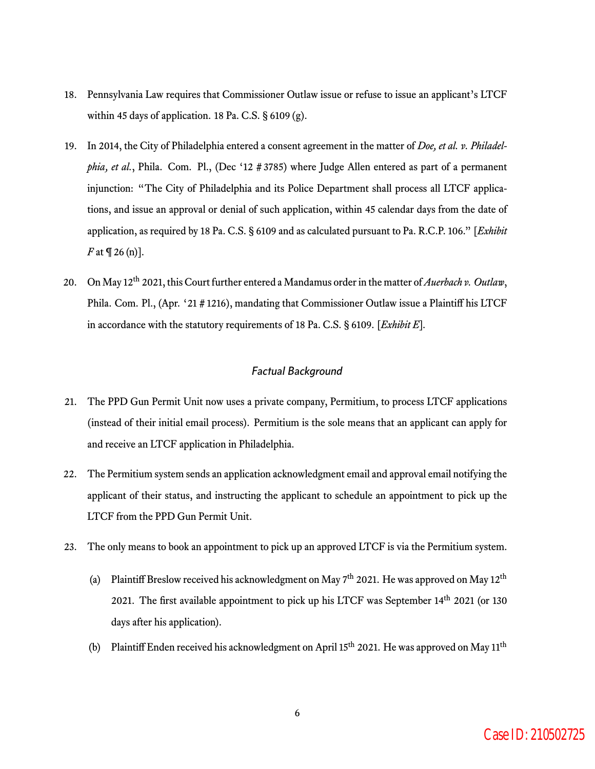18. Pennsylvania Law requires that Commissioner Outlaw issue or refuse to issue an applicant's LTCF within 45 days of application. 18 Pa. C.S. § 6109 (g).

19. In 2014, the City of Philadelphia entered a consent agreement in the matter of *Doe, et al. v. Philadelphia, et al.*, Phila. Com. Pl., (Dec '12 # 3785) where Judge Allen entered as part of a permanent injunction: "The City of Philadelphia and its Police Department shall process all LTCF applications, and issue an approval or denial of such application, within 45 calendar days from the date of application, as required by 18 Pa. C.S. § 6109 and as calculated pursuant to Pa. R.C.P. 106." [*Exhibit F* at ¶ 26 (n)].

20. On May 12th 2021, this Court further entered a Mandamus order in the matter of *Auerbach v. Outlaw*, Phila. Com. Pl., (Apr. '21 # 1216), mandating that Commissioner Outlaw issue a Plaintiff his LTCF in accordance with the statutory requirements of 18 Pa. C.S. § 6109. [*Exhibit E*].

### *Factual Background*

21. The PPD Gun Permit Unit now uses a private company, Permitium, to process LTCF applications (instead of their initial email process). Permitium is the sole means that an applicant can apply for and receive an LTCF application in Philadelphia.

22. The Permitium system sends an application acknowledgment email and approval email notifying the applicant of their status, and instructing the applicant to schedule an appointment to pick up the LTCF from the PPD Gun Permit Unit.

23. The only means to book an appointment to pick up an approved LTCF is via the Permitium system.

    (a) Plaintiff Breslow received his acknowledgment on May 7th 2021. He was approved on May 12th 2021. The first available appointment to pick up his LTCF was September 14th 2021 (or 130 days after his application).

    (b) Plaintiff Enden received his acknowledgment on April 15th 2021. He was approved on May 11th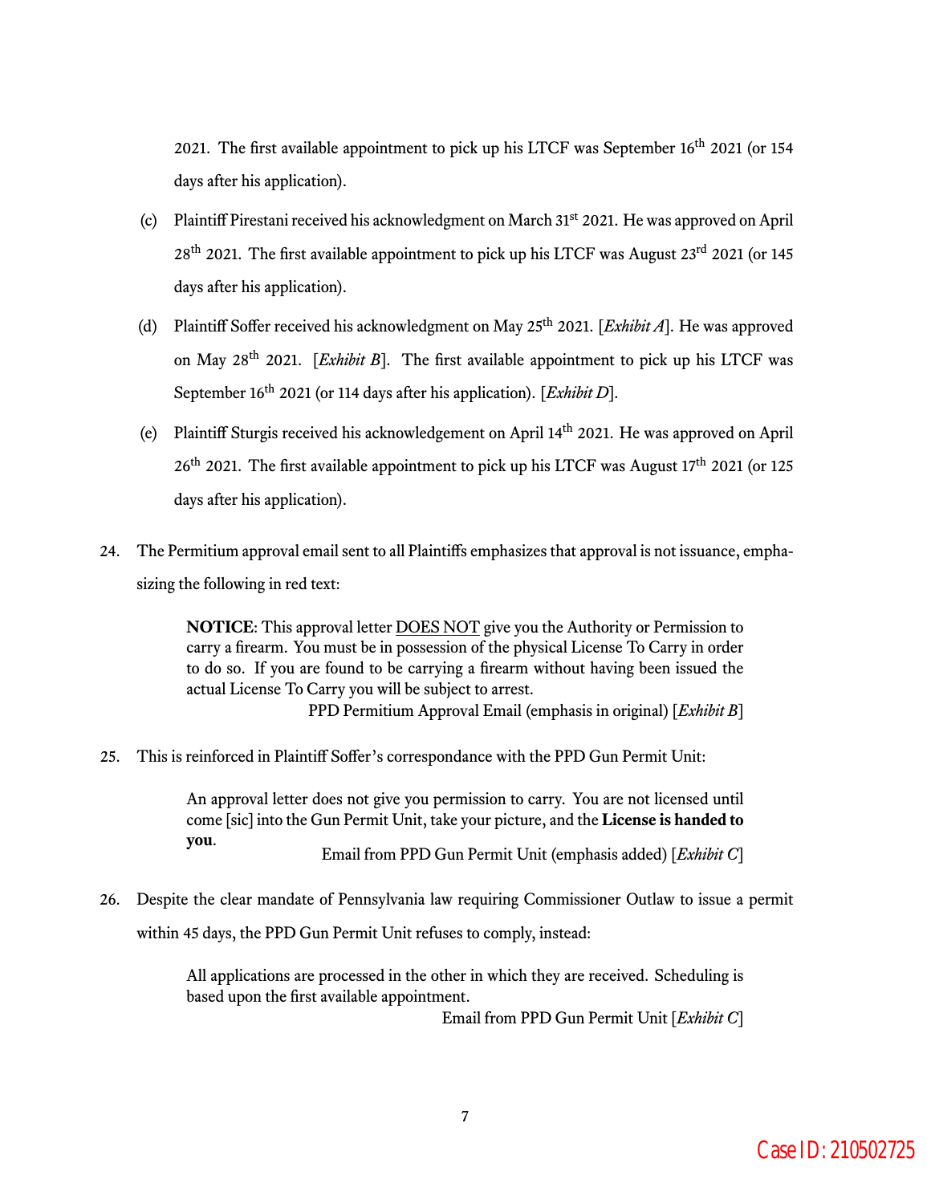2021. The first available appointment to pick up his LTCF was September 16th 2021 (or 154 days after his application).

(c) Plaintiff Pirestani received his acknowledgment on March 31st 2021. He was approved on April 28th 2021. The first available appointment to pick up his LTCF was August 23rd 2021 (or 145 days after his application).

(d) Plaintiff Soffer received his acknowledgment on May 25th 2021. [*Exhibit A*]. He was approved on May 28th 2021. [*Exhibit B*]. The first available appointment to pick up his LTCF was September 16th 2021 (or 114 days after his application). [*Exhibit D*].

(e) Plaintiff Sturgis received his acknowledgement on April 14th 2021. He was approved on April 26th 2021. The first available appointment to pick up his LTCF was August 17th 2021 (or 125 days after his application).

24. The Permitium approval email sent to all Plaintiffs emphasizes that approval is not issuance, emphasizing the following in red text:

> **NOTICE**: This approval letter DOES NOT give you the Authority or Permission to carry a firearm. You must be in possession of the physical License To Carry in order to do so. If you are found to be carrying a firearm without having been issued the actual License To Carry you will be subject to arrest.
>
> PPD Permitium Approval Email (emphasis in original) [*Exhibit B*]

25. This is reinforced in Plaintiff Soffer's correspondance with the PPD Gun Permit Unit:

> An approval letter does not give you permission to carry. You are not licensed until come [sic] into the Gun Permit Unit, take your picture, and the **License is handed to you**.
>
> Email from PPD Gun Permit Unit (emphasis added) [*Exhibit C*]

26. Despite the clear mandate of Pennsylvania law requiring Commissioner Outlaw to issue a permit within 45 days, the PPD Gun Permit Unit refuses to comply, instead:

> All applications are processed in the other in which they are received. Scheduling is based upon the first available appointment.
>
> Email from PPD Gun Permit Unit [*Exhibit C*]

Case ID: 210502725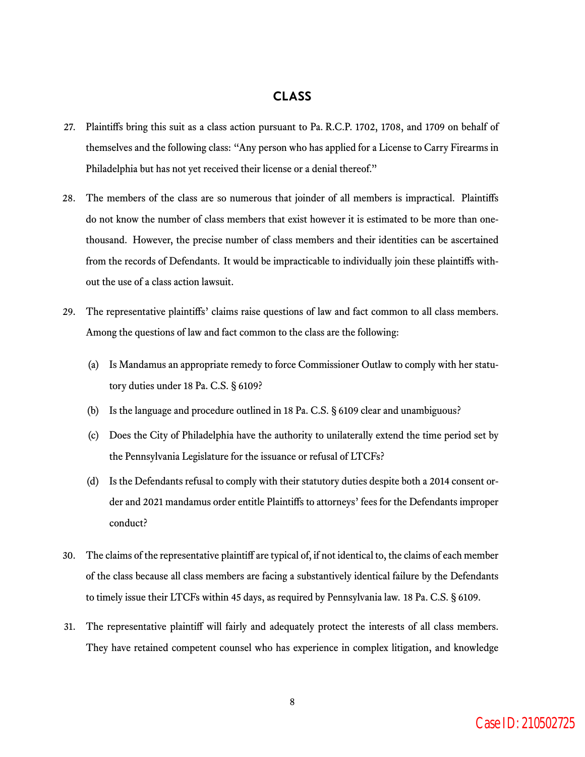## CLASS

27. Plaintiffs bring this suit as a class action pursuant to Pa. R.C.P. 1702, 1708, and 1709 on behalf of themselves and the following class: "Any person who has applied for a License to Carry Firearms in Philadelphia but has not yet received their license or a denial thereof."

28. The members of the class are so numerous that joinder of all members is impractical. Plaintiffs do not know the number of class members that exist however it is estimated to be more than one-thousand. However, the precise number of class members and their identities can be ascertained from the records of Defendants. It would be impracticable to individually join these plaintiffs without the use of a class action lawsuit.

29. The representative plaintiffs' claims raise questions of law and fact common to all class members. Among the questions of law and fact common to the class are the following:

    (a) Is Mandamus an appropriate remedy to force Commissioner Outlaw to comply with her statutory duties under 18 Pa. C.S. § 6109?

    (b) Is the language and procedure outlined in 18 Pa. C.S. § 6109 clear and unambiguous?

    (c) Does the City of Philadelphia have the authority to unilaterally extend the time period set by the Pennsylvania Legislature for the issuance or refusal of LTCFs?

    (d) Is the Defendants refusal to comply with their statutory duties despite both a 2014 consent order and 2021 mandamus order entitle Plaintiffs to attorneys' fees for the Defendants improper conduct?

30. The claims of the representative plaintiff are typical of, if not identical to, the claims of each member of the class because all class members are facing a substantively identical failure by the Defendants to timely issue their LTCFs within 45 days, as required by Pennsylvania law. 18 Pa. C.S. § 6109.

31. The representative plaintiff will fairly and adequately protect the interests of all class members. They have retained competent counsel who has experience in complex litigation, and knowledge

Case ID: 210502725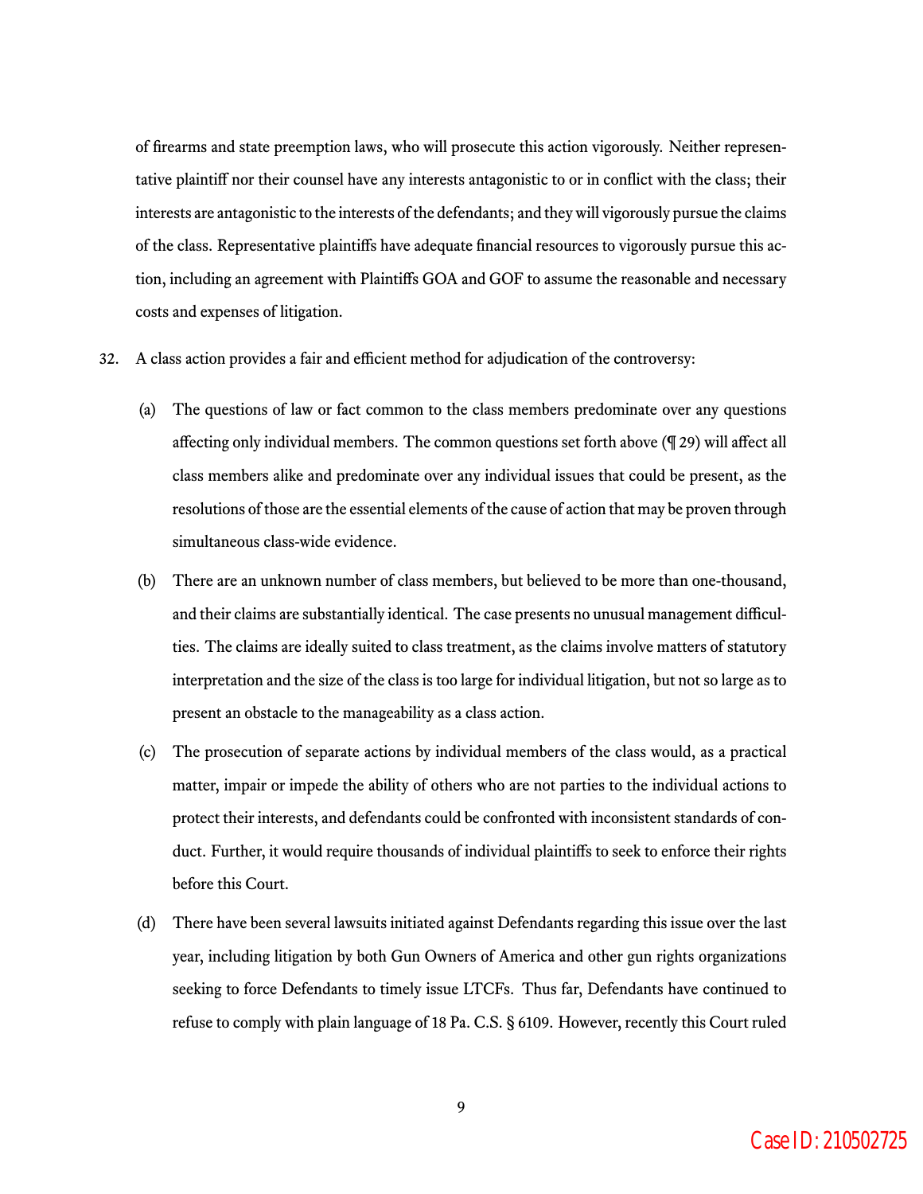of firearms and state preemption laws, who will prosecute this action vigorously. Neither representative plaintiff nor their counsel have any interests antagonistic to or in conflict with the class; their interests are antagonistic to the interests of the defendants; and they will vigorously pursue the claims of the class. Representative plaintiffs have adequate financial resources to vigorously pursue this action, including an agreement with Plaintiffs GOA and GOF to assume the reasonable and necessary costs and expenses of litigation.

32. A class action provides a fair and efficient method for adjudication of the controversy:

    (a) The questions of law or fact common to the class members predominate over any questions affecting only individual members. The common questions set forth above (¶ 29) will affect all class members alike and predominate over any individual issues that could be present, as the resolutions of those are the essential elements of the cause of action that may be proven through simultaneous class-wide evidence.

    (b) There are an unknown number of class members, but believed to be more than one-thousand, and their claims are substantially identical. The case presents no unusual management difficulties. The claims are ideally suited to class treatment, as the claims involve matters of statutory interpretation and the size of the class is too large for individual litigation, but not so large as to present an obstacle to the manageability as a class action.

    (c) The prosecution of separate actions by individual members of the class would, as a practical matter, impair or impede the ability of others who are not parties to the individual actions to protect their interests, and defendants could be confronted with inconsistent standards of conduct. Further, it would require thousands of individual plaintiffs to seek to enforce their rights before this Court.

    (d) There have been several lawsuits initiated against Defendants regarding this issue over the last year, including litigation by both Gun Owners of America and other gun rights organizations seeking to force Defendants to timely issue LTCFs. Thus far, Defendants have continued to refuse to comply with plain language of 18 Pa. C.S. § 6109. However, recently this Court ruled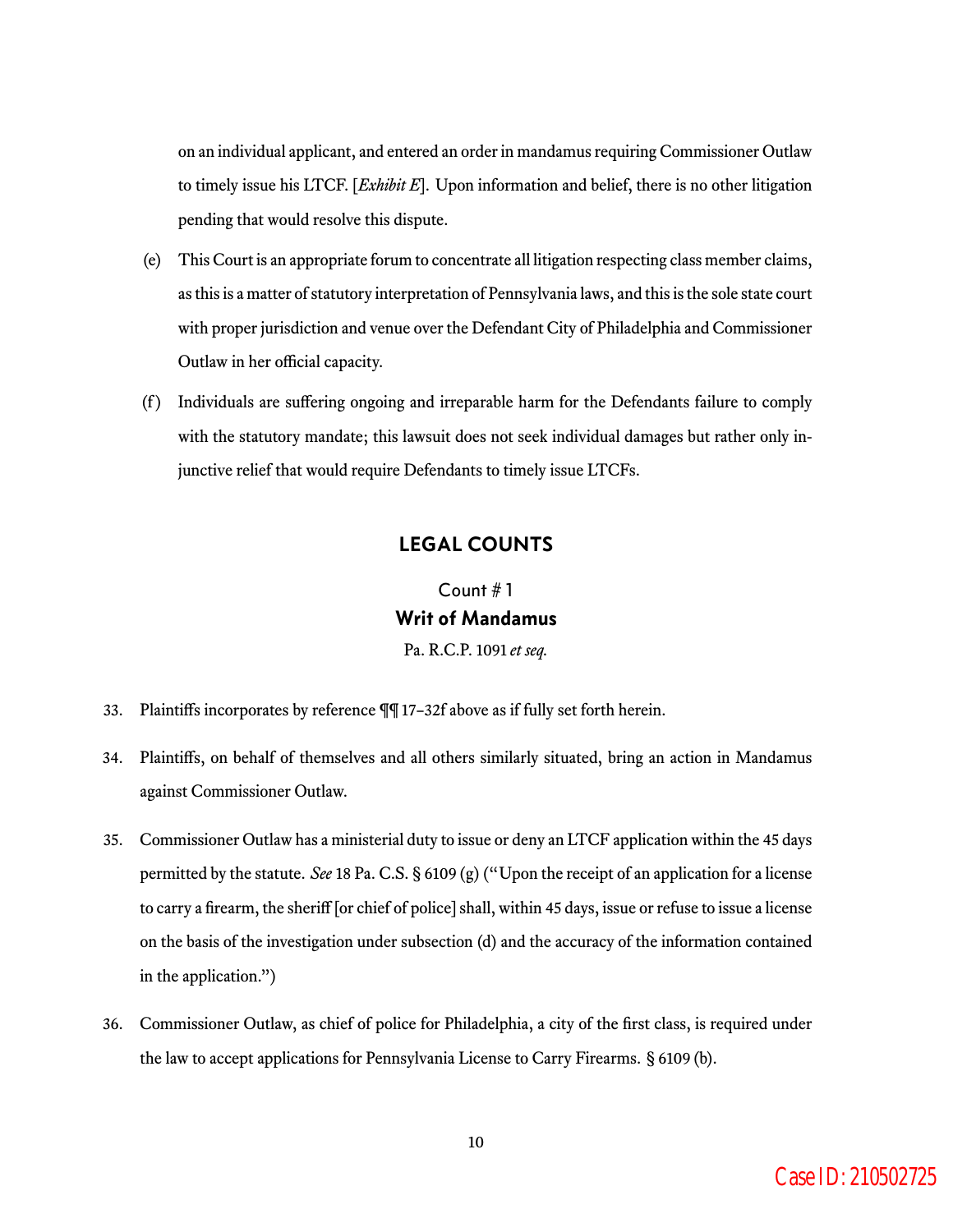on an individual applicant, and entered an order in mandamus requiring Commissioner Outlaw to timely issue his LTCF. [*Exhibit E*]. Upon information and belief, there is no other litigation pending that would resolve this dispute.

(e) This Court is an appropriate forum to concentrate all litigation respecting class member claims, as this is a matter of statutory interpretation of Pennsylvania laws, and this is the sole state court with proper jurisdiction and venue over the Defendant City of Philadelphia and Commissioner Outlaw in her official capacity.

(f) Individuals are suffering ongoing and irreparable harm for the Defendants failure to comply with the statutory mandate; this lawsuit does not seek individual damages but rather only injunctive relief that would require Defendants to timely issue LTCFs.

## LEGAL COUNTS

### Count # 1
### **Writ of Mandamus**

Pa. R.C.P. 1091 *et seq.*

33. Plaintiffs incorporates by reference ¶¶ 17–32f above as if fully set forth herein.

34. Plaintiffs, on behalf of themselves and all others similarly situated, bring an action in Mandamus against Commissioner Outlaw.

35. Commissioner Outlaw has a ministerial duty to issue or deny an LTCF application within the 45 days permitted by the statute. *See* 18 Pa. C.S. § 6109 (g) ("Upon the receipt of an application for a license to carry a firearm, the sheriff [or chief of police] shall, within 45 days, issue or refuse to issue a license on the basis of the investigation under subsection (d) and the accuracy of the information contained in the application.")

36. Commissioner Outlaw, as chief of police for Philadelphia, a city of the first class, is required under the law to accept applications for Pennsylvania License to Carry Firearms. § 6109 (b).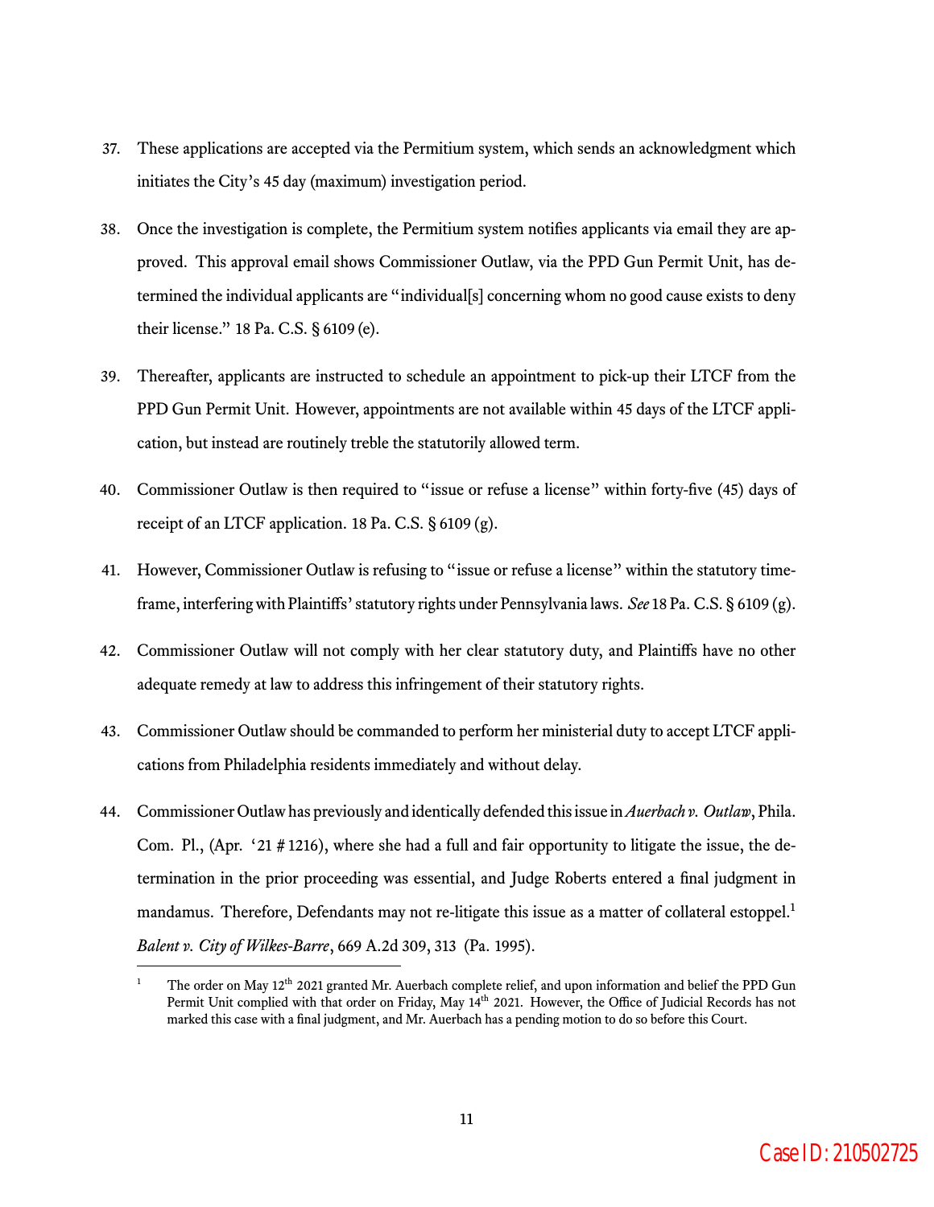37. These applications are accepted via the Permitium system, which sends an acknowledgment which initiates the City's 45 day (maximum) investigation period.

38. Once the investigation is complete, the Permitium system notifies applicants via email they are approved. This approval email shows Commissioner Outlaw, via the PPD Gun Permit Unit, has determined the individual applicants are "individual[s] concerning whom no good cause exists to deny their license." 18 Pa. C.S. § 6109 (e).

39. Thereafter, applicants are instructed to schedule an appointment to pick-up their LTCF from the PPD Gun Permit Unit. However, appointments are not available within 45 days of the LTCF application, but instead are routinely treble the statutorily allowed term.

40. Commissioner Outlaw is then required to "issue or refuse a license" within forty-five (45) days of receipt of an LTCF application. 18 Pa. C.S. § 6109 (g).

41. However, Commissioner Outlaw is refusing to "issue or refuse a license" within the statutory timeframe, interfering with Plaintiffs' statutory rights under Pennsylvania laws. *See* 18 Pa. C.S. § 6109 (g).

42. Commissioner Outlaw will not comply with her clear statutory duty, and Plaintiffs have no other adequate remedy at law to address this infringement of their statutory rights.

43. Commissioner Outlaw should be commanded to perform her ministerial duty to accept LTCF applications from Philadelphia residents immediately and without delay.

44. Commissioner Outlaw has previously and identically defended this issue in *Auerbach v. Outlaw*, Phila. Com. Pl., (Apr. '21 # 1216), where she had a full and fair opportunity to litigate the issue, the determination in the prior proceeding was essential, and Judge Roberts entered a final judgment in mandamus. Therefore, Defendants may not re-litigate this issue as a matter of collateral estoppel.[1] *Balent v. City of Wilkes-Barre*, 669 A.2d 309, 313 (Pa. 1995).

---

[1] The order on May 12th 2021 granted Mr. Auerbach complete relief, and upon information and belief the PPD Gun Permit Unit complied with that order on Friday, May 14th 2021. However, the Office of Judicial Records has not marked this case with a final judgment, and Mr. Auerbach has a pending motion to do so before this Court.

Case ID: 210502725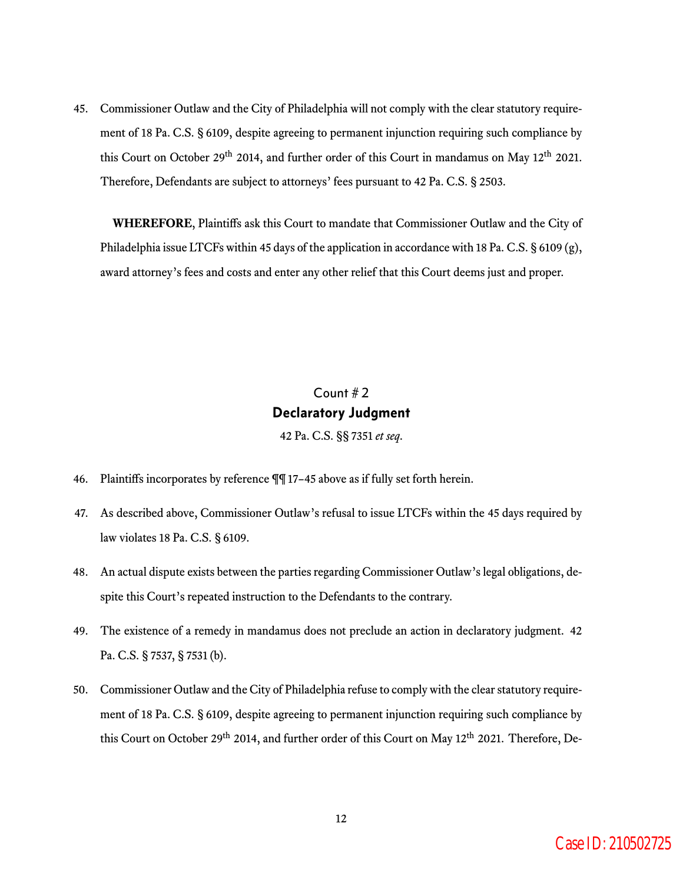45. Commissioner Outlaw and the City of Philadelphia will not comply with the clear statutory requirement of 18 Pa. C.S. § 6109, despite agreeing to permanent injunction requiring such compliance by this Court on October 29th 2014, and further order of this Court in mandamus on May 12th 2021. Therefore, Defendants are subject to attorneys' fees pursuant to 42 Pa. C.S. § 2503.

**WHEREFORE**, Plaintiffs ask this Court to mandate that Commissioner Outlaw and the City of Philadelphia issue LTCFs within 45 days of the application in accordance with 18 Pa. C.S. § 6109 (g), award attorney's fees and costs and enter any other relief that this Court deems just and proper.

## Count # 2
## **Declaratory Judgment**

42 Pa. C.S. §§ 7351 *et seq*.

46. Plaintiffs incorporates by reference ¶¶ 17–45 above as if fully set forth herein.

47. As described above, Commissioner Outlaw's refusal to issue LTCFs within the 45 days required by law violates 18 Pa. C.S. § 6109.

48. An actual dispute exists between the parties regarding Commissioner Outlaw's legal obligations, despite this Court's repeated instruction to the Defendants to the contrary.

49. The existence of a remedy in mandamus does not preclude an action in declaratory judgment. 42 Pa. C.S. § 7537, § 7531 (b).

50. Commissioner Outlaw and the City of Philadelphia refuse to comply with the clear statutory requirement of 18 Pa. C.S. § 6109, despite agreeing to permanent injunction requiring such compliance by this Court on October 29th 2014, and further order of this Court on May 12th 2021. Therefore, De-

Case ID: 210502725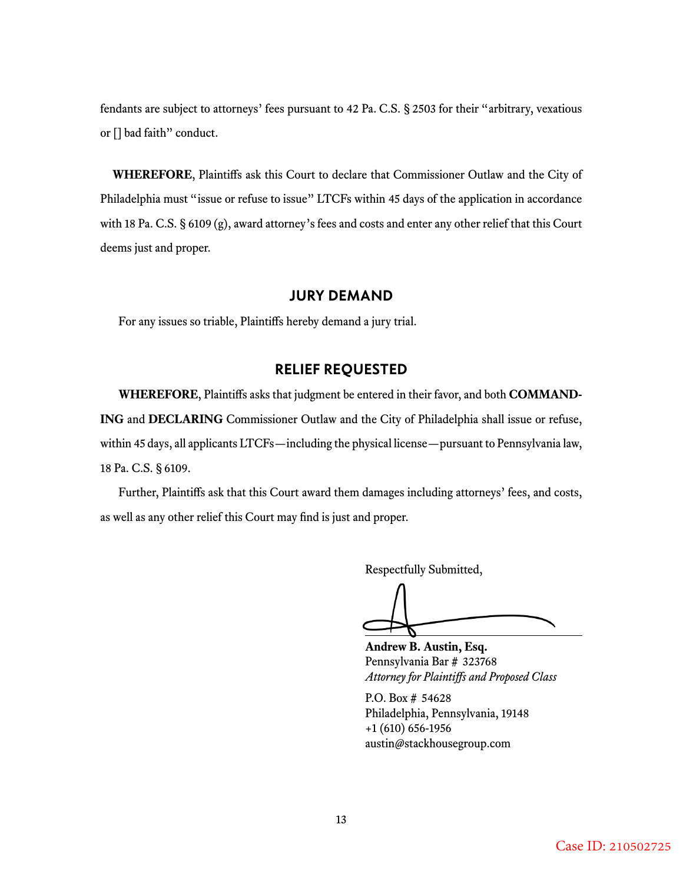fendants are subject to attorneys' fees pursuant to 42 Pa. C.S. § 2503 for their "arbitrary, vexatious or [] bad faith" conduct.

**WHEREFORE**, Plaintiffs ask this Court to declare that Commissioner Outlaw and the City of Philadelphia must "issue or refuse to issue" LTCFs within 45 days of the application in accordance with 18 Pa. C.S. § 6109 (g), award attorney's fees and costs and enter any other relief that this Court deems just and proper.

## JURY DEMAND

For any issues so triable, Plaintiffs hereby demand a jury trial.

## RELIEF REQUESTED

**WHEREFORE**, Plaintiffs asks that judgment be entered in their favor, and both **COMMANDING** and **DECLARING** Commissioner Outlaw and the City of Philadelphia shall issue or refuse, within 45 days, all applicants LTCFs—including the physical license—pursuant to Pennsylvania law, 18 Pa. C.S. § 6109.

Further, Plaintiffs ask that this Court award them damages including attorneys' fees, and costs, as well as any other relief this Court may find is just and proper.

Respectfully Submitted,

**Andrew B. Austin, Esq.**
Pennsylvania Bar # 323768
*Attorney for Plaintiffs and Proposed Class*

P.O. Box # 54628
Philadelphia, Pennsylvania, 19148
+1 (610) 656-1956
austin@stackhousegroup.com

Case ID: 210502725